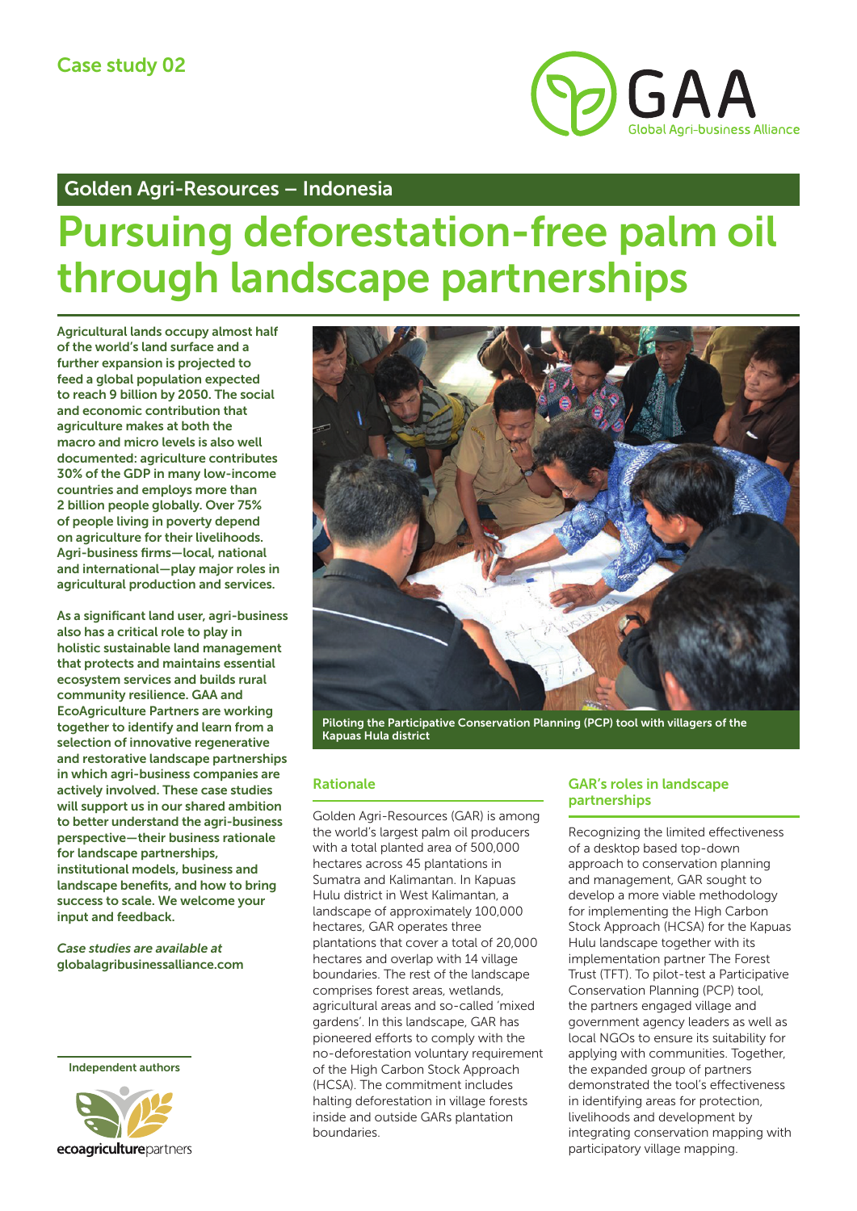Case study 02

GAA
Global Agri-business Alliance

## Golden Agri-Resources – Indonesia

# Pursuing deforestation-free palm oil through landscape partnerships

**Agricultural lands occupy almost half of the world's land surface and a further expansion is projected to feed a global population expected to reach 9 billion by 2050. The social and economic contribution that agriculture makes at both the macro and micro levels is also well documented: agriculture contributes 30% of the GDP in many low-income countries and employs more than 2 billion people globally. Over 75% of people living in poverty depend on agriculture for their livelihoods. Agri-business firms—local, national and international—play major roles in agricultural production and services.**

**As a significant land user, agri-business also has a critical role to play in holistic sustainable land management that protects and maintains essential ecosystem services and builds rural community resilience. GAA and EcoAgriculture Partners are working together to identify and learn from a selection of innovative regenerative and restorative landscape partnerships in which agri-business companies are actively involved. These case studies will support us in our shared ambition to better understand the agri-business perspective—their business rationale for landscape partnerships, institutional models, business and landscape benefits, and how to bring success to scale. We welcome your input and feedback.**

***Case studies are available at*** **globalagribusinessalliance.com**

**Independent authors**

ecoagriculturepartners

**Piloting the Participative Conservation Planning (PCP) tool with villagers of the Kapuas Hula district**

## Rationale

Golden Agri-Resources (GAR) is among the world's largest palm oil producers with a total planted area of 500,000 hectares across 45 plantations in Sumatra and Kalimantan. In Kapuas Hulu district in West Kalimantan, a landscape of approximately 100,000 hectares, GAR operates three plantations that cover a total of 20,000 hectares and overlap with 14 village boundaries. The rest of the landscape comprises forest areas, wetlands, agricultural areas and so-called 'mixed gardens'. In this landscape, GAR has pioneered efforts to comply with the no-deforestation voluntary requirement of the High Carbon Stock Approach (HCSA). The commitment includes halting deforestation in village forests inside and outside GARs plantation boundaries.

## GAR's roles in landscape partnerships

Recognizing the limited effectiveness of a desktop based top-down approach to conservation planning and management, GAR sought to develop a more viable methodology for implementing the High Carbon Stock Approach (HCSA) for the Kapuas Hulu landscape together with its implementation partner The Forest Trust (TFT). To pilot-test a Participative Conservation Planning (PCP) tool, the partners engaged village and government agency leaders as well as local NGOs to ensure its suitability for applying with communities. Together, the expanded group of partners demonstrated the tool's effectiveness in identifying areas for protection, livelihoods and development by integrating conservation mapping with participatory village mapping.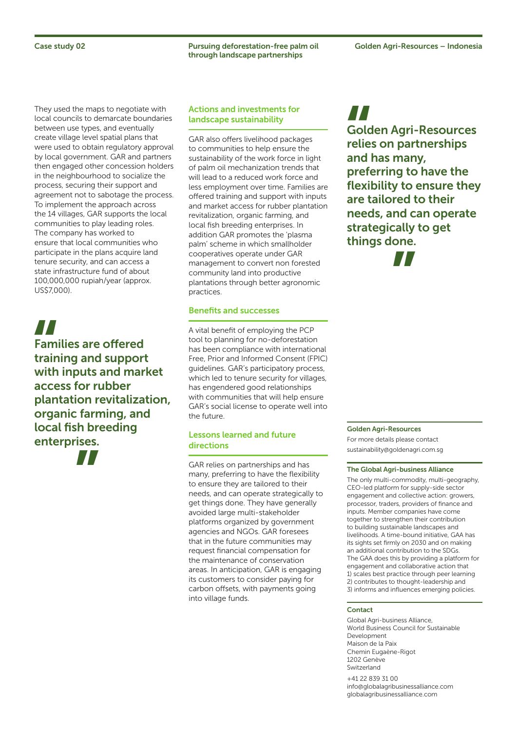They used the maps to negotiate with local councils to demarcate boundaries between use types, and eventually create village level spatial plans that were used to obtain regulatory approval by local government. GAR and partners then engaged other concession holders in the neighbourhood to socialize the process, securing their support and agreement not to sabotage the process. To implement the approach across the 14 villages, GAR supports the local communities to play leading roles. The company has worked to ensure that local communities who participate in the plans acquire land tenure security, and can access a state infrastructure fund of about 100,000,000 rupiah/year (approx. US$7,000).

> "Families are offered training and support with inputs and market access for rubber plantation revitalization, organic farming, and local fish breeding enterprises."

### Actions and investments for landscape sustainability

GAR also offers livelihood packages to communities to help ensure the sustainability of the work force in light of palm oil mechanization trends that will lead to a reduced work force and less employment over time. Families are offered training and support with inputs and market access for rubber plantation revitalization, organic farming, and local fish breeding enterprises. In addition GAR promotes the 'plasma palm' scheme in which smallholder cooperatives operate under GAR management to convert non forested community land into productive plantations through better agronomic practices.

### Benefits and successes

A vital benefit of employing the PCP tool to planning for no-deforestation has been compliance with international Free, Prior and Informed Consent (FPIC) guidelines. GAR's participatory process, which led to tenure security for villages, has engendered good relationships with communities that will help ensure GAR's social license to operate well into the future.

### Lessons learned and future directions

GAR relies on partnerships and has many, preferring to have the flexibility to ensure they are tailored to their needs, and can operate strategically to get things done. They have generally avoided large multi-stakeholder platforms organized by government agencies and NGOs. GAR foresees that in the future communities may request financial compensation for the maintenance of conservation areas. In anticipation, GAR is engaging its customers to consider paying for carbon offsets, with payments going into village funds.

> "Golden Agri-Resources relies on partnerships and has many, preferring to have the flexibility to ensure they are tailored to their needs, and can operate strategically to get things done."

**Golden Agri-Resources**

For more details please contact
sustainability@goldenagri.com.sg

**The Global Agri-business Alliance**

The only multi-commodity, multi-geography, CEO-led platform for supply-side sector engagement and collective action: growers, processor, traders, providers of finance and inputs. Member companies have come together to strengthen their contribution to building sustainable landscapes and livelihoods. A time-bound initiative, GAA has its sights set firmly on 2030 and on making an additional contribution to the SDGs. The GAA does this by providing a platform for engagement and collaborative action that 1) scales best practice through peer learning 2) contributes to thought-leadership and 3) informs and influences emerging policies.

**Contact**

Global Agri-business Alliance,
World Business Council for Sustainable Development
Maison de la Paix
Chemin Eugaène-Rigot
1202 Genève
Switzerland

+41 22 839 31 00
info@globalagribusinessalliance.com
globalagribusinessalliance.com